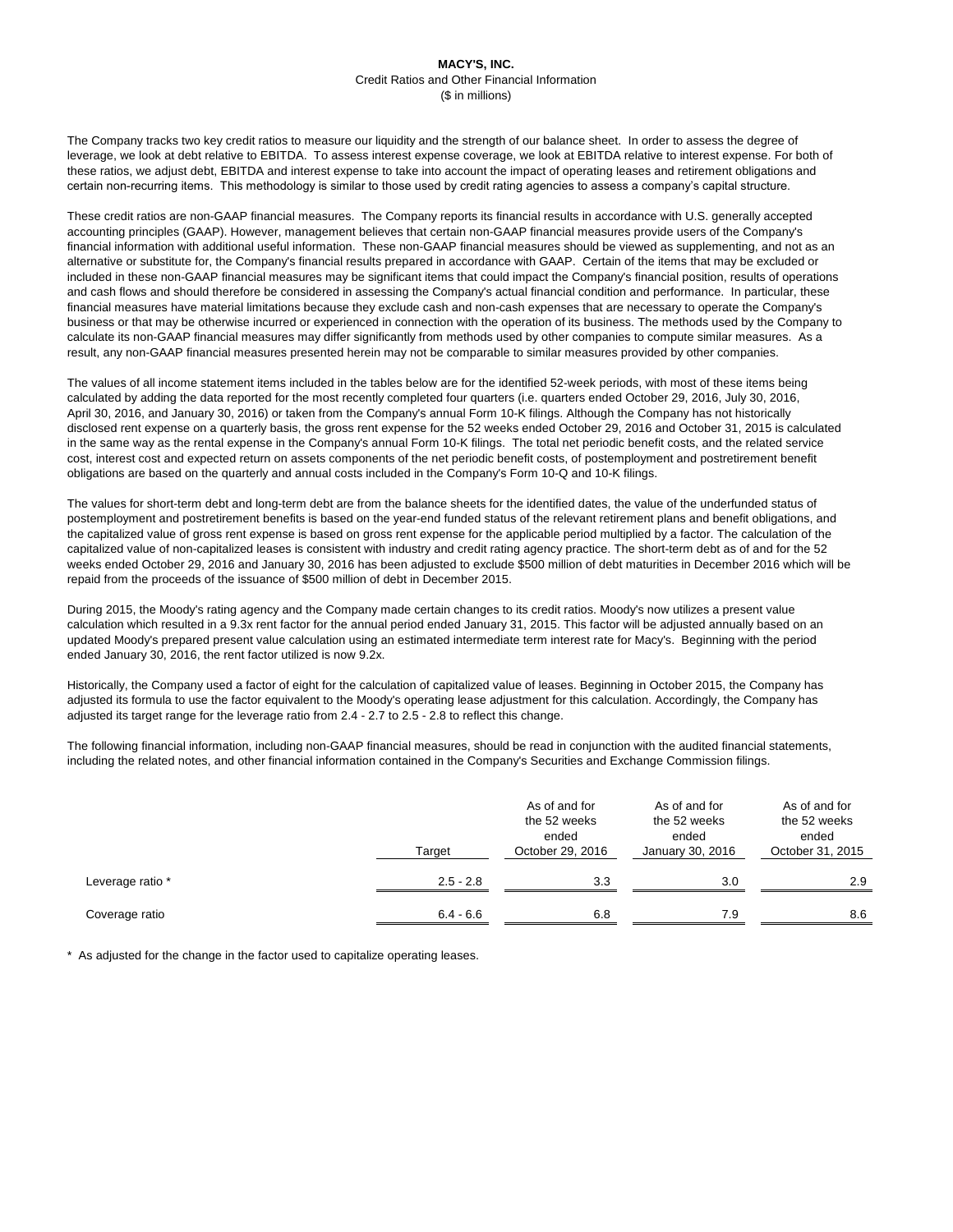# MACY'S, INC.

Credit Ratios and Other Financial Information

($ in millions)

The Company tracks two key credit ratios to measure our liquidity and the strength of our balance sheet. In order to assess the degree of leverage, we look at debt relative to EBITDA. To assess interest expense coverage, we look at EBITDA relative to interest expense. For both of these ratios, we adjust debt, EBITDA and interest expense to take into account the impact of operating leases and retirement obligations and certain non-recurring items. This methodology is similar to those used by credit rating agencies to assess a company's capital structure.

These credit ratios are non-GAAP financial measures. The Company reports its financial results in accordance with U.S. generally accepted accounting principles (GAAP). However, management believes that certain non-GAAP financial measures provide users of the Company's financial information with additional useful information. These non-GAAP financial measures should be viewed as supplementing, and not as an alternative or substitute for, the Company's financial results prepared in accordance with GAAP. Certain of the items that may be excluded or included in these non-GAAP financial measures may be significant items that could impact the Company's financial position, results of operations and cash flows and should therefore be considered in assessing the Company's actual financial condition and performance. In particular, these financial measures have material limitations because they exclude cash and non-cash expenses that are necessary to operate the Company's business or that may be otherwise incurred or experienced in connection with the operation of its business. The methods used by the Company to calculate its non-GAAP financial measures may differ significantly from methods used by other companies to compute similar measures. As a result, any non-GAAP financial measures presented herein may not be comparable to similar measures provided by other companies.

The values of all income statement items included in the tables below are for the identified 52-week periods, with most of these items being calculated by adding the data reported for the most recently completed four quarters (i.e. quarters ended October 29, 2016, July 30, 2016, April 30, 2016, and January 30, 2016) or taken from the Company's annual Form 10-K filings. Although the Company has not historically disclosed rent expense on a quarterly basis, the gross rent expense for the 52 weeks ended October 29, 2016 and October 31, 2015 is calculated in the same way as the rental expense in the Company's annual Form 10-K filings. The total net periodic benefit costs, and the related service cost, interest cost and expected return on assets components of the net periodic benefit costs, of postemployment and postretirement benefit obligations are based on the quarterly and annual costs included in the Company's Form 10-Q and 10-K filings.

The values for short-term debt and long-term debt are from the balance sheets for the identified dates, the value of the underfunded status of postemployment and postretirement benefits is based on the year-end funded status of the relevant retirement plans and benefit obligations, and the capitalized value of gross rent expense is based on gross rent expense for the applicable period multiplied by a factor. The calculation of the capitalized value of non-capitalized leases is consistent with industry and credit rating agency practice. The short-term debt as of and for the 52 weeks ended October 29, 2016 and January 30, 2016 has been adjusted to exclude $500 million of debt maturities in December 2016 which will be repaid from the proceeds of the issuance of $500 million of debt in December 2015.

During 2015, the Moody's rating agency and the Company made certain changes to its credit ratios. Moody's now utilizes a present value calculation which resulted in a 9.3x rent factor for the annual period ended January 31, 2015. This factor will be adjusted annually based on an updated Moody's prepared present value calculation using an estimated intermediate term interest rate for Macy's. Beginning with the period ended January 30, 2016, the rent factor utilized is now 9.2x.

Historically, the Company used a factor of eight for the calculation of capitalized value of leases. Beginning in October 2015, the Company has adjusted its formula to use the factor equivalent to the Moody's operating lease adjustment for this calculation. Accordingly, the Company has adjusted its target range for the leverage ratio from 2.4 - 2.7 to 2.5 - 2.8 to reflect this change.

The following financial information, including non-GAAP financial measures, should be read in conjunction with the audited financial statements, including the related notes, and other financial information contained in the Company's Securities and Exchange Commission filings.

| | Target | As of and for the 52 weeks ended October 29, 2016 | As of and for the 52 weeks ended January 30, 2016 | As of and for the 52 weeks ended October 31, 2015 |
|---|---|---|---|---|
| Leverage ratio * | 2.5 - 2.8 | 3.3 | 3.0 | 2.9 |
| Coverage ratio | 6.4 - 6.6 | 6.8 | 7.9 | 8.6 |

* As adjusted for the change in the factor used to capitalize operating leases.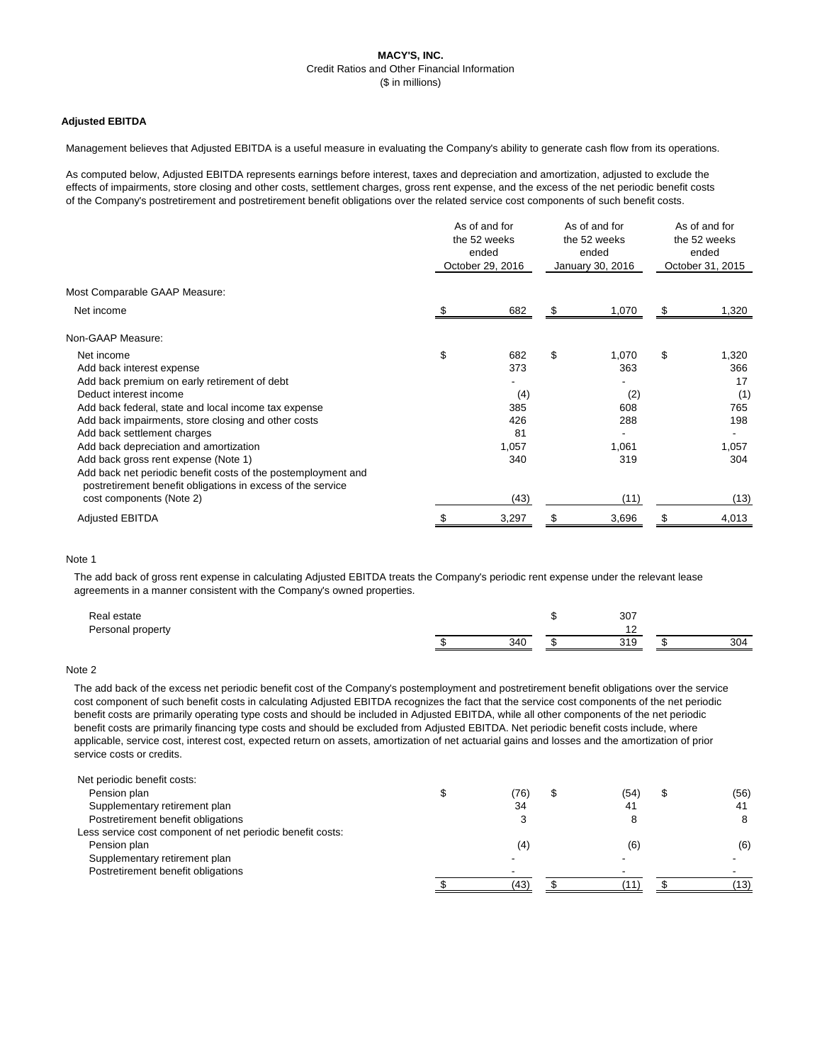**MACY'S, INC.**
Credit Ratios and Other Financial Information
($ in millions)

**Adjusted EBITDA**

Management believes that Adjusted EBITDA is a useful measure in evaluating the Company's ability to generate cash flow from its operations.

As computed below, Adjusted EBITDA represents earnings before interest, taxes and depreciation and amortization, adjusted to exclude the effects of impairments, store closing and other costs, settlement charges, gross rent expense, and the excess of the net periodic benefit costs of the Company's postretirement and postretirement benefit obligations over the related service cost components of such benefit costs.

| | As of and for the 52 weeks ended October 29, 2016 | As of and for the 52 weeks ended January 30, 2016 | As of and for the 52 weeks ended October 31, 2015 |
|---|---|---|---|
| Most Comparable GAAP Measure: | | | |
| Net income | $ 682 | $ 1,070 | $ 1,320 |
| Non-GAAP Measure: | | | |
| Net income | $ 682 | $ 1,070 | $ 1,320 |
| Add back interest expense | 373 | 363 | 366 |
| Add back premium on early retirement of debt | - | - | 17 |
| Deduct interest income | (4) | (2) | (1) |
| Add back federal, state and local income tax expense | 385 | 608 | 765 |
| Add back impairments, store closing and other costs | 426 | 288 | 198 |
| Add back settlement charges | 81 | - | - |
| Add back depreciation and amortization | 1,057 | 1,061 | 1,057 |
| Add back gross rent expense (Note 1) | 340 | 319 | 304 |
| Add back net periodic benefit costs of the postemployment and postretirement benefit obligations in excess of the service cost components (Note 2) | (43) | (11) | (13) |
| Adjusted EBITDA | $ 3,297 | $ 3,696 | $ 4,013 |

Note 1

The add back of gross rent expense in calculating Adjusted EBITDA treats the Company's periodic rent expense under the relevant lease agreements in a manner consistent with the Company's owned properties.

| | | | |
|---|---|---|---|
| Real estate | | $ 307 | |
| Personal property | | 12 | |
| | $ 340 | $ 319 | $ 304 |

Note 2

The add back of the excess net periodic benefit cost of the Company's postemployment and postretirement benefit obligations over the service cost component of such benefit costs in calculating Adjusted EBITDA recognizes the fact that the service cost components of the net periodic benefit costs are primarily operating type costs and should be included in Adjusted EBITDA, while all other components of the net periodic benefit costs are primarily financing type costs and should be excluded from Adjusted EBITDA. Net periodic benefit costs include, where applicable, service cost, interest cost, expected return on assets, amortization of net actuarial gains and losses and the amortization of prior service costs or credits.

| | | | |
|---|---|---|---|
| Net periodic benefit costs: | | | |
| Pension plan | $ (76) | $ (54) | $ (56) |
| Supplementary retirement plan | 34 | 41 | 41 |
| Postretirement benefit obligations | 3 | 8 | 8 |
| Less service cost component of net periodic benefit costs: | | | |
| Pension plan | (4) | (6) | (6) |
| Supplementary retirement plan | - | - | - |
| Postretirement benefit obligations | - | - | - |
| | $ (43) | $ (11) | $ (13) |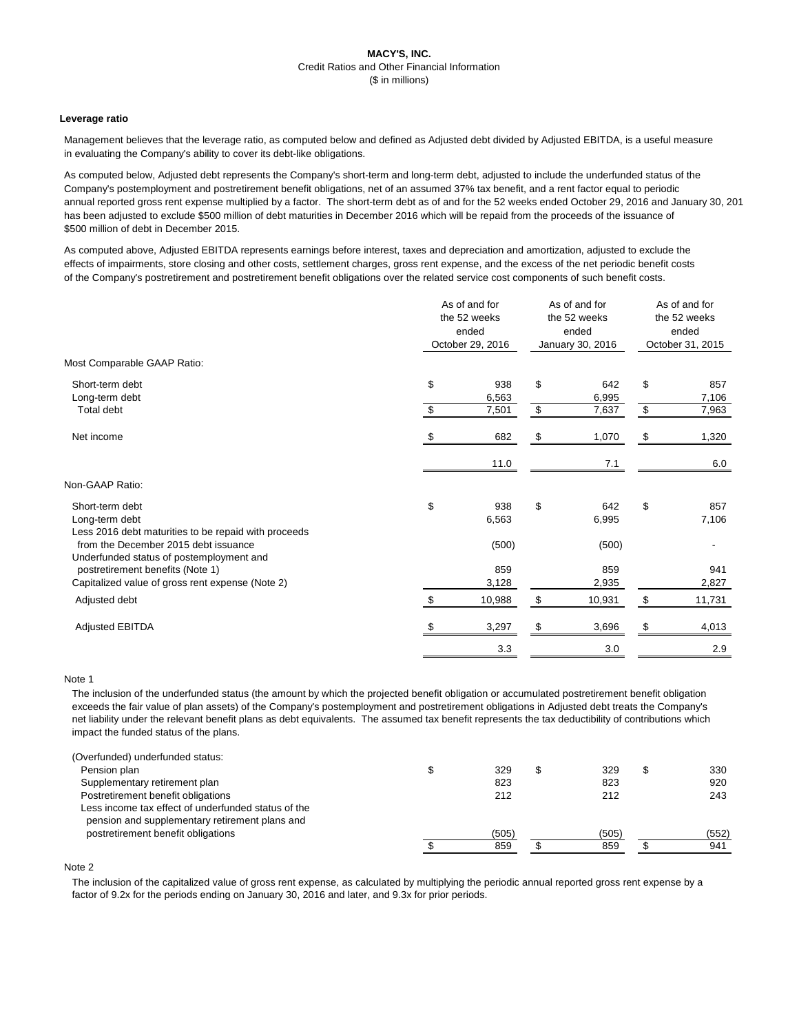**MACY'S, INC.**
Credit Ratios and Other Financial Information
($ in millions)

**Leverage ratio**

Management believes that the leverage ratio, as computed below and defined as Adjusted debt divided by Adjusted EBITDA, is a useful measure in evaluating the Company's ability to cover its debt-like obligations.

As computed below, Adjusted debt represents the Company's short-term and long-term debt, adjusted to include the underfunded status of the Company's postemployment and postretirement benefit obligations, net of an assumed 37% tax benefit, and a rent factor equal to periodic annual reported gross rent expense multiplied by a factor. The short-term debt as of and for the 52 weeks ended October 29, 2016 and January 30, 201 has been adjusted to exclude $500 million of debt maturities in December 2016 which will be repaid from the proceeds of the issuance of $500 million of debt in December 2015.

As computed above, Adjusted EBITDA represents earnings before interest, taxes and depreciation and amortization, adjusted to exclude the effects of impairments, store closing and other costs, settlement charges, gross rent expense, and the excess of the net periodic benefit costs of the Company's postretirement and postretirement benefit obligations over the related service cost components of such benefit costs.

| | As of and for the 52 weeks ended October 29, 2016 | As of and for the 52 weeks ended January 30, 2016 | As of and for the 52 weeks ended October 31, 2015 |
|---|---|---|---|
| Most Comparable GAAP Ratio: | | | |
| Short-term debt | $ 938 | $ 642 | $ 857 |
| Long-term debt | 6,563 | 6,995 | 7,106 |
| Total debt | $ 7,501 | $ 7,637 | $ 7,963 |
| Net income | $ 682 | $ 1,070 | $ 1,320 |
| | 11.0 | 7.1 | 6.0 |
| Non-GAAP Ratio: | | | |
| Short-term debt | $ 938 | $ 642 | $ 857 |
| Long-term debt | 6,563 | 6,995 | 7,106 |
| Less 2016 debt maturities to be repaid with proceeds from the December 2015 debt issuance | (500) | (500) | - |
| Underfunded status of postemployment and postretirement benefits (Note 1) | 859 | 859 | 941 |
| Capitalized value of gross rent expense (Note 2) | 3,128 | 2,935 | 2,827 |
| Adjusted debt | $ 10,988 | $ 10,931 | $ 11,731 |
| Adjusted EBITDA | $ 3,297 | $ 3,696 | $ 4,013 |
| | 3.3 | 3.0 | 2.9 |

Note 1

The inclusion of the underfunded status (the amount by which the projected benefit obligation or accumulated postretirement benefit obligation exceeds the fair value of plan assets) of the Company's postemployment and postretirement obligations in Adjusted debt treats the Company's net liability under the relevant benefit plans as debt equivalents. The assumed tax benefit represents the tax deductibility of contributions which impact the funded status of the plans.

| | | | |
|---|---|---|---|
| (Overfunded) underfunded status: | | | |
| Pension plan | $ 329 | $ 329 | $ 330 |
| Supplementary retirement plan | 823 | 823 | 920 |
| Postretirement benefit obligations | 212 | 212 | 243 |
| Less income tax effect of underfunded status of the pension and supplementary retirement plans and postretirement benefit obligations | (505) | (505) | (552) |
| | $ 859 | $ 859 | $ 941 |

Note 2

The inclusion of the capitalized value of gross rent expense, as calculated by multiplying the periodic annual reported gross rent expense by a factor of 9.2x for the periods ending on January 30, 2016 and later, and 9.3x for prior periods.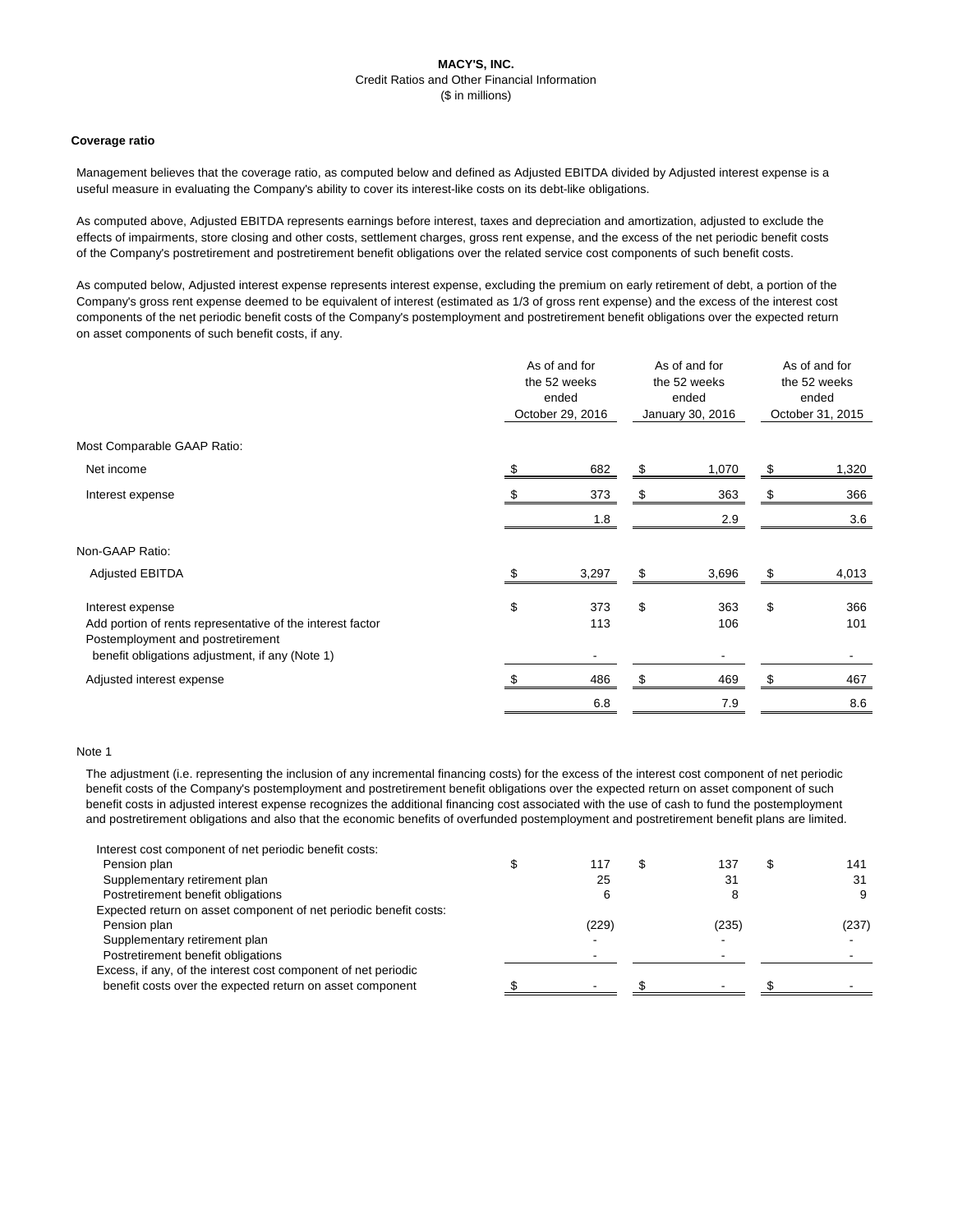**MACY'S, INC.**
Credit Ratios and Other Financial Information
($ in millions)

**Coverage ratio**

Management believes that the coverage ratio, as computed below and defined as Adjusted EBITDA divided by Adjusted interest expense is a useful measure in evaluating the Company's ability to cover its interest-like costs on its debt-like obligations.

As computed above, Adjusted EBITDA represents earnings before interest, taxes and depreciation and amortization, adjusted to exclude the effects of impairments, store closing and other costs, settlement charges, gross rent expense, and the excess of the net periodic benefit costs of the Company's postretirement and postretirement benefit obligations over the related service cost components of such benefit costs.

As computed below, Adjusted interest expense represents interest expense, excluding the premium on early retirement of debt, a portion of the Company's gross rent expense deemed to be equivalent of interest (estimated as 1/3 of gross rent expense) and the excess of the interest cost components of the net periodic benefit costs of the Company's postemployment and postretirement benefit obligations over the expected return on asset components of such benefit costs, if any.

| | As of and for the 52 weeks ended October 29, 2016 | As of and for the 52 weeks ended January 30, 2016 | As of and for the 52 weeks ended October 31, 2015 |
|---|---|---|---|
| Most Comparable GAAP Ratio: | | | |
| Net income | $ 682 | $ 1,070 | $ 1,320 |
| Interest expense | $ 373 | $ 363 | $ 366 |
| | 1.8 | 2.9 | 3.6 |
| Non-GAAP Ratio: | | | |
| Adjusted EBITDA | $ 3,297 | $ 3,696 | $ 4,013 |
| Interest expense | $ 373 | $ 363 | $ 366 |
| Add portion of rents representative of the interest factor | 113 | 106 | 101 |
| Postemployment and postretirement benefit obligations adjustment, if any (Note 1) | - | - | - |
| Adjusted interest expense | $ 486 | $ 469 | $ 467 |
| | 6.8 | 7.9 | 8.6 |

Note 1

The adjustment (i.e. representing the inclusion of any incremental financing costs) for the excess of the interest cost component of net periodic benefit costs of the Company's postemployment and postretirement benefit obligations over the expected return on asset component of such benefit costs in adjusted interest expense recognizes the additional financing cost associated with the use of cash to fund the postemployment and postretirement obligations and also that the economic benefits of overfunded postemployment and postretirement benefit plans are limited.

| | | | |
|---|---|---|---|
| Interest cost component of net periodic benefit costs: | | | |
| Pension plan | $ 117 | $ 137 | $ 141 |
| Supplementary retirement plan | 25 | 31 | 31 |
| Postretirement benefit obligations | 6 | 8 | 9 |
| Expected return on asset component of net periodic benefit costs: | | | |
| Pension plan | (229) | (235) | (237) |
| Supplementary retirement plan | - | - | - |
| Postretirement benefit obligations | - | - | - |
| Excess, if any, of the interest cost component of net periodic benefit costs over the expected return on asset component | $ - | $ - | $ - |